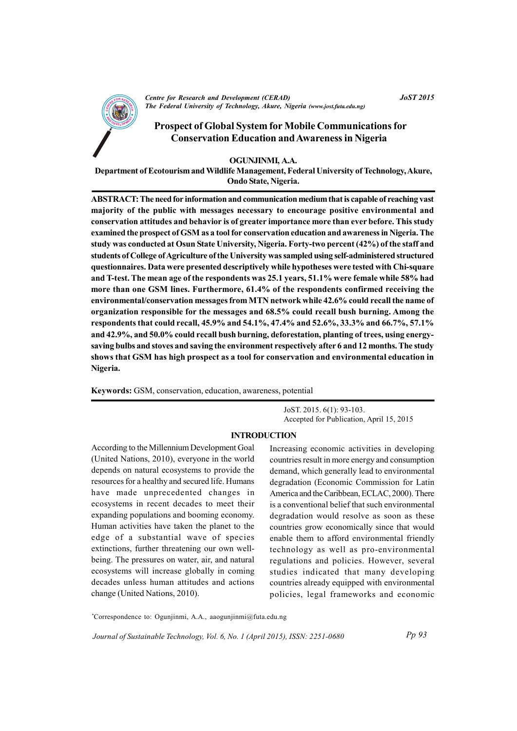# Prospect of Global System for Mobile Communications for Conservation Education and Awareness in Nigeria

**OGUNJINMI, A.A.**

**Department of Ecotourism and Wildlife Management, Federal University of Technology, Akure, Ondo State, Nigeria.**

**ABSTRACT: The need for information and communication medium that is capable of reaching vast majority of the public with messages necessary to encourage positive environmental and conservation attitudes and behavior is of greater importance more than ever before. This study examined the prospect of GSM as a tool for conservation education and awareness in Nigeria. The study was conducted at Osun State University, Nigeria. Forty-two percent (42%) of the staff and students of College of Agriculture of the University was sampled using self-administered structured questionnaires. Data were presented descriptively while hypotheses were tested with Chi-square and T-test. The mean age of the respondents was 25.1 years, 51.1% were female while 58% had more than one GSM lines. Furthermore, 61.4% of the respondents confirmed receiving the environmental/conservation messages from MTN network while 42.6% could recall the name of organization responsible for the messages and 68.5% could recall bush burning. Among the respondents that could recall, 45.9% and 54.1%, 47.4% and 52.6%, 33.3% and 66.7%, 57.1% and 42.9%, and 50.0% could recall bush burning, deforestation, planting of trees, using energy-saving bulbs and stoves and saving the environment respectively after 6 and 12 months. The study shows that GSM has high prospect as a tool for conservation and environmental education in Nigeria.**

**Keywords:** GSM, conservation, education, awareness, potential

JoST. 2015. 6(1): 93-103.
Accepted for Publication, April 15, 2015

## INTRODUCTION

According to the Millennium Development Goal (United Nations, 2010), everyone in the world depends on natural ecosystems to provide the resources for a healthy and secured life. Humans have made unprecedented changes in ecosystems in recent decades to meet their expanding populations and booming economy. Human activities have taken the planet to the edge of a substantial wave of species extinctions, further threatening our own well-being. The pressures on water, air, and natural ecosystems will increase globally in coming decades unless human attitudes and actions change (United Nations, 2010).

Increasing economic activities in developing countries result in more energy and consumption demand, which generally lead to environmental degradation (Economic Commission for Latin America and the Caribbean, ECLAC, 2000). There is a conventional belief that such environmental degradation would resolve as soon as these countries grow economically since that would enable them to afford environmental friendly technology as well as pro-environmental regulations and policies. However, several studies indicated that many developing countries already equipped with environmental policies, legal frameworks and economic

*Correspondence to: Ogunjinmi, A.A., aaogunjinmi@futa.edu.ng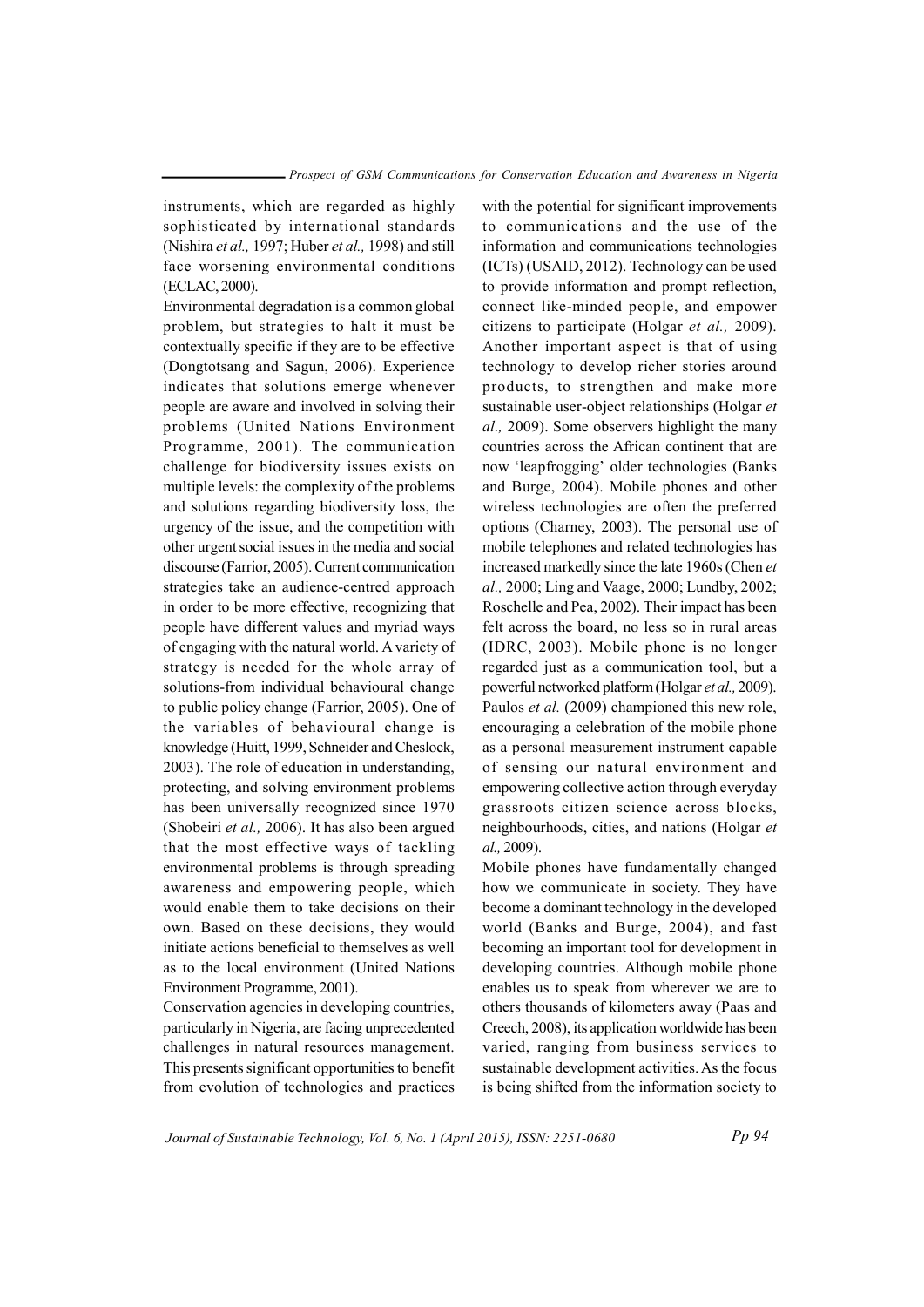instruments, which are regarded as highly sophisticated by international standards (Nishira *et al.,* 1997; Huber *et al.,* 1998) and still face worsening environmental conditions (ECLAC, 2000).

Environmental degradation is a common global problem, but strategies to halt it must be contextually specific if they are to be effective (Dongtotsang and Sagun, 2006). Experience indicates that solutions emerge whenever people are aware and involved in solving their problems (United Nations Environment Programme, 2001). The communication challenge for biodiversity issues exists on multiple levels: the complexity of the problems and solutions regarding biodiversity loss, the urgency of the issue, and the competition with other urgent social issues in the media and social discourse (Farrior, 2005). Current communication strategies take an audience-centred approach in order to be more effective, recognizing that people have different values and myriad ways of engaging with the natural world. A variety of strategy is needed for the whole array of solutions-from individual behavioural change to public policy change (Farrior, 2005). One of the variables of behavioural change is knowledge (Huitt, 1999, Schneider and Cheslock, 2003). The role of education in understanding, protecting, and solving environment problems has been universally recognized since 1970 (Shobeiri *et al.,* 2006). It has also been argued that the most effective ways of tackling environmental problems is through spreading awareness and empowering people, which would enable them to take decisions on their own. Based on these decisions, they would initiate actions beneficial to themselves as well as to the local environment (United Nations Environment Programme, 2001).

Conservation agencies in developing countries, particularly in Nigeria, are facing unprecedented challenges in natural resources management. This presents significant opportunities to benefit from evolution of technologies and practices with the potential for significant improvements to communications and the use of the information and communications technologies (ICTs) (USAID, 2012). Technology can be used to provide information and prompt reflection, connect like-minded people, and empower citizens to participate (Holgar *et al.,* 2009). Another important aspect is that of using technology to develop richer stories around products, to strengthen and make more sustainable user-object relationships (Holgar *et al.,* 2009). Some observers highlight the many countries across the African continent that are now 'leapfrogging' older technologies (Banks and Burge, 2004). Mobile phones and other wireless technologies are often the preferred options (Charney, 2003). The personal use of mobile telephones and related technologies has increased markedly since the late 1960s (Chen *et al.,* 2000; Ling and Vaage, 2000; Lundby, 2002; Roschelle and Pea, 2002). Their impact has been felt across the board, no less so in rural areas (IDRC, 2003). Mobile phone is no longer regarded just as a communication tool, but a powerful networked platform (Holgar *et al.,* 2009). Paulos *et al.* (2009) championed this new role, encouraging a celebration of the mobile phone as a personal measurement instrument capable of sensing our natural environment and empowering collective action through everyday grassroots citizen science across blocks, neighbourhoods, cities, and nations (Holgar *et al.,* 2009).

Mobile phones have fundamentally changed how we communicate in society. They have become a dominant technology in the developed world (Banks and Burge, 2004), and fast becoming an important tool for development in developing countries. Although mobile phone enables us to speak from wherever we are to others thousands of kilometers away (Paas and Creech, 2008), its application worldwide has been varied, ranging from business services to sustainable development activities. As the focus is being shifted from the information society to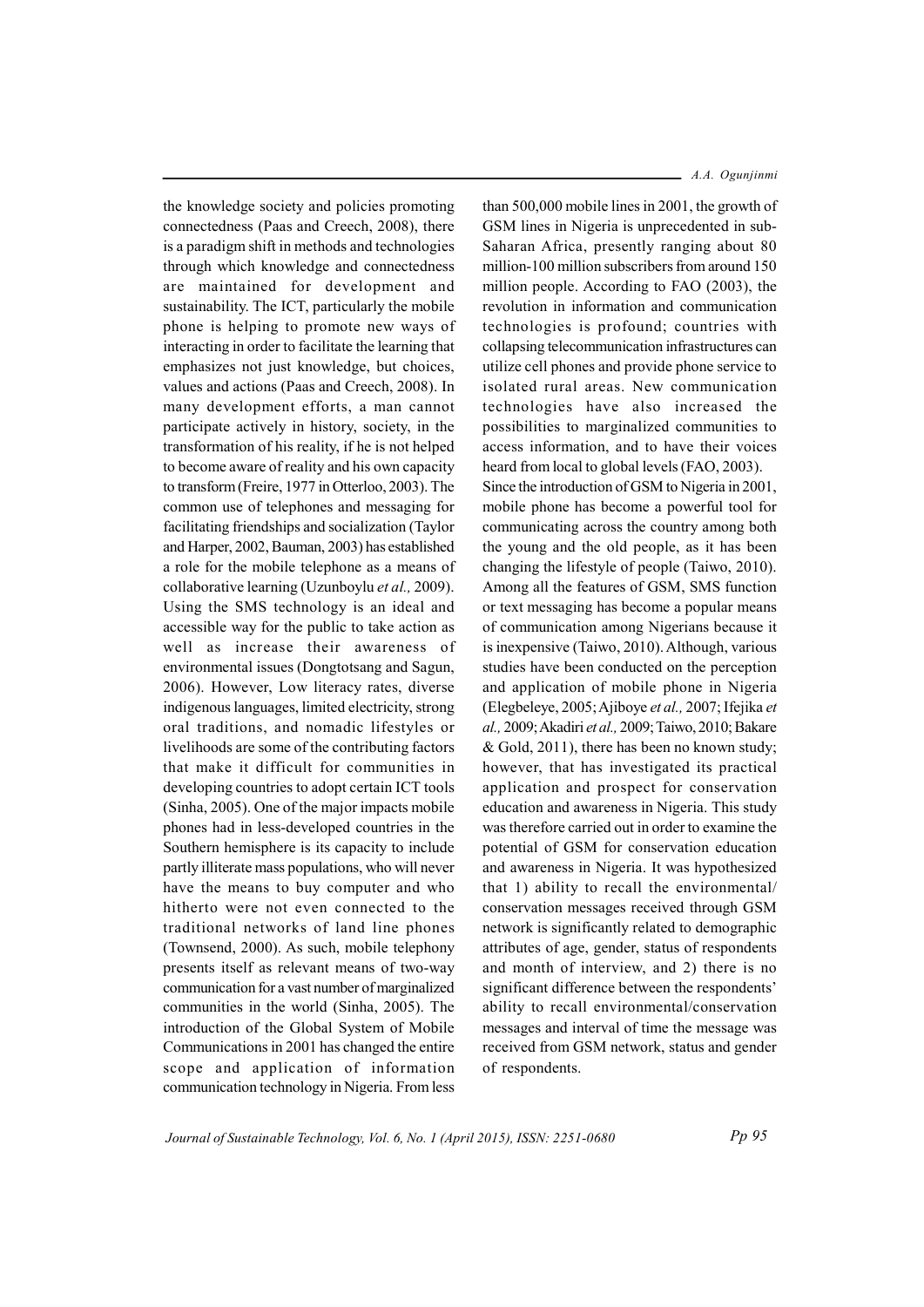the knowledge society and policies promoting connectedness (Paas and Creech, 2008), there is a paradigm shift in methods and technologies through which knowledge and connectedness are maintained for development and sustainability. The ICT, particularly the mobile phone is helping to promote new ways of interacting in order to facilitate the learning that emphasizes not just knowledge, but choices, values and actions (Paas and Creech, 2008). In many development efforts, a man cannot participate actively in history, society, in the transformation of his reality, if he is not helped to become aware of reality and his own capacity to transform (Freire, 1977 in Otterloo, 2003). The common use of telephones and messaging for facilitating friendships and socialization (Taylor and Harper, 2002, Bauman, 2003) has established a role for the mobile telephone as a means of collaborative learning (Uzunboylu *et al.,* 2009). Using the SMS technology is an ideal and accessible way for the public to take action as well as increase their awareness of environmental issues (Dongtotsang and Sagun, 2006). However, Low literacy rates, diverse indigenous languages, limited electricity, strong oral traditions, and nomadic lifestyles or livelihoods are some of the contributing factors that make it difficult for communities in developing countries to adopt certain ICT tools (Sinha, 2005). One of the major impacts mobile phones had in less-developed countries in the Southern hemisphere is its capacity to include partly illiterate mass populations, who will never have the means to buy computer and who hitherto were not even connected to the traditional networks of land line phones (Townsend, 2000). As such, mobile telephony presents itself as relevant means of two-way communication for a vast number of marginalized communities in the world (Sinha, 2005). The introduction of the Global System of Mobile Communications in 2001 has changed the entire scope and application of information communication technology in Nigeria. From less than 500,000 mobile lines in 2001, the growth of GSM lines in Nigeria is unprecedented in sub-Saharan Africa, presently ranging about 80 million-100 million subscribers from around 150 million people. According to FAO (2003), the revolution in information and communication technologies is profound; countries with collapsing telecommunication infrastructures can utilize cell phones and provide phone service to isolated rural areas. New communication technologies have also increased the possibilities to marginalized communities to access information, and to have their voices heard from local to global levels (FAO, 2003).

Since the introduction of GSM to Nigeria in 2001, mobile phone has become a powerful tool for communicating across the country among both the young and the old people, as it has been changing the lifestyle of people (Taiwo, 2010). Among all the features of GSM, SMS function or text messaging has become a popular means of communication among Nigerians because it is inexpensive (Taiwo, 2010). Although, various studies have been conducted on the perception and application of mobile phone in Nigeria (Elegbeleye, 2005; Ajiboye *et al.,* 2007; Ifejika *et al.,* 2009; Akadiri *et al.,* 2009; Taiwo, 2010; Bakare & Gold, 2011), there has been no known study; however, that has investigated its practical application and prospect for conservation education and awareness in Nigeria. This study was therefore carried out in order to examine the potential of GSM for conservation education and awareness in Nigeria. It was hypothesized that 1) ability to recall the environmental/conservation messages received through GSM network is significantly related to demographic attributes of age, gender, status of respondents and month of interview, and 2) there is no significant difference between the respondents' ability to recall environmental/conservation messages and interval of time the message was received from GSM network, status and gender of respondents.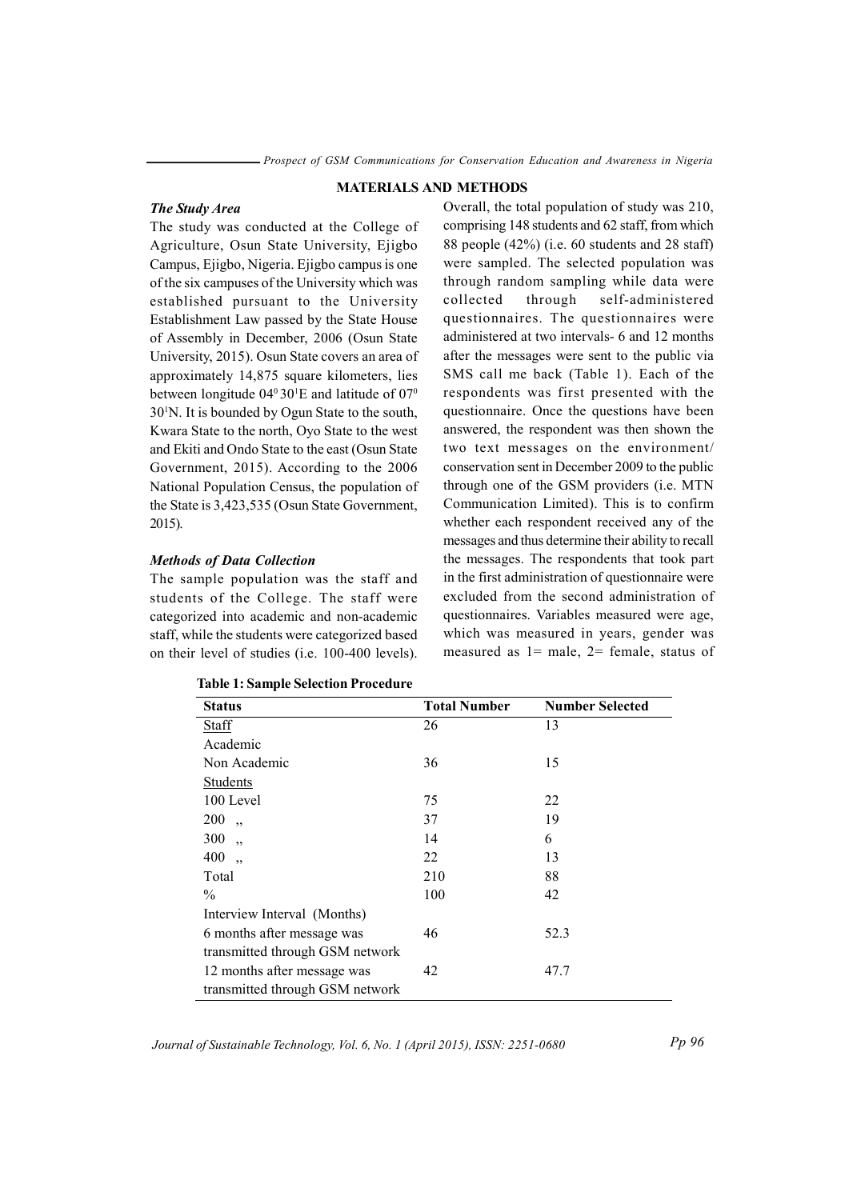## MATERIALS AND METHODS

### *The Study Area*

The study was conducted at the College of Agriculture, Osun State University, Ejigbo Campus, Ejigbo, Nigeria. Ejigbo campus is one of the six campuses of the University which was established pursuant to the University Establishment Law passed by the State House of Assembly in December, 2006 (Osun State University, 2015). Osun State covers an area of approximately 14,875 square kilometers, lies between longitude $04^0 30^1$E and latitude of $07^0 30^1$N. It is bounded by Ogun State to the south, Kwara State to the north, Oyo State to the west and Ekiti and Ondo State to the east (Osun State Government, 2015). According to the 2006 National Population Census, the population of the State is 3,423,535 (Osun State Government, 2015).

### *Methods of Data Collection*

The sample population was the staff and students of the College. The staff were categorized into academic and non-academic staff, while the students were categorized based on their level of studies (i.e. 100-400 levels). Overall, the total population of study was 210, comprising 148 students and 62 staff, from which 88 people (42%) (i.e. 60 students and 28 staff) were sampled. The selected population was through random sampling while data were collected through self-administered questionnaires. The questionnaires were administered at two intervals- 6 and 12 months after the messages were sent to the public via SMS call me back (Table 1). Each of the respondents was first presented with the questionnaire. Once the questions have been answered, the respondent was then shown the two text messages on the environment/ conservation sent in December 2009 to the public through one of the GSM providers (i.e. MTN Communication Limited). This is to confirm whether each respondent received any of the messages and thus determine their ability to recall the messages. The respondents that took part in the first administration of questionnaire were excluded from the second administration of questionnaires. Variables measured were age, which was measured in years, gender was measured as 1= male, 2= female, status of

**Table 1: Sample Selection Procedure**

| Status | Total Number | Number Selected |
|---|---|---|
| Staff | 26 | 13 |
| Academic | | |
| Non Academic | 36 | 15 |
| Students | | |
| 100 Level | 75 | 22 |
| 200 ,, | 37 | 19 |
| 300 ,, | 14 | 6 |
| 400 ,, | 22 | 13 |
| Total | 210 | 88 |
| % | 100 | 42 |
| Interview Interval (Months) | | |
| 6 months after message was transmitted through GSM network | 46 | 52.3 |
| 12 months after message was transmitted through GSM network | 42 | 47.7 |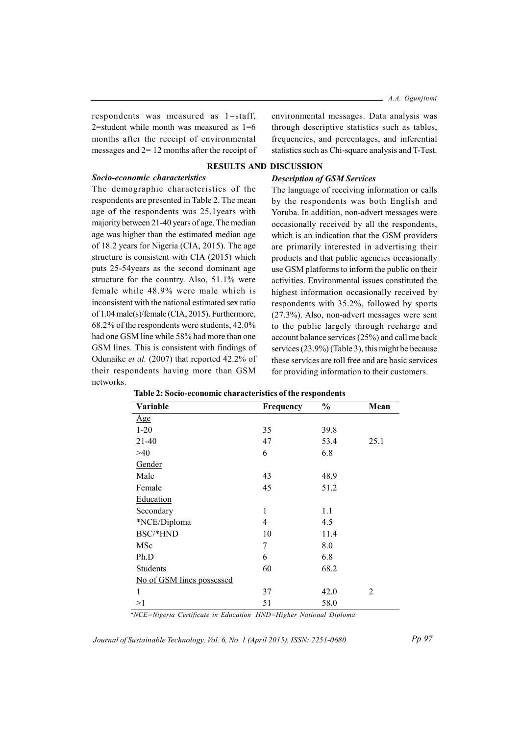respondents was measured as 1=staff, 2=student while month was measured as 1=6 months after the receipt of environmental messages and 2= 12 months after the receipt of environmental messages. Data analysis was through descriptive statistics such as tables, frequencies, and percentages, and inferential statistics such as Chi-square analysis and T-Test.

## RESULTS AND DISCUSSION

### *Socio-economic characteristics*

The demographic characteristics of the respondents are presented in Table 2. The mean age of the respondents was 25.1years with majority between 21-40 years of age. The median age was higher than the estimated median age of 18.2 years for Nigeria (CIA, 2015). The age structure is consistent with CIA (2015) which puts 25-54years as the second dominant age structure for the country. Also, 51.1% were female while 48.9% were male which is inconsistent with the national estimated sex ratio of 1.04 male(s)/female (CIA, 2015). Furthermore, 68.2% of the respondents were students, 42.0% had one GSM line while 58% had more than one GSM lines. This is consistent with findings of Odunaike *et al.* (2007) that reported 42.2% of their respondents having more than GSM networks.

### *Description of GSM Services*

The language of receiving information or calls by the respondents was both English and Yoruba. In addition, non-advert messages were occasionally received by all the respondents, which is an indication that the GSM providers are primarily interested in advertising their products and that public agencies occasionally use GSM platforms to inform the public on their activities. Environmental issues constituted the highest information occasionally received by respondents with 35.2%, followed by sports (27.3%). Also, non-advert messages were sent to the public largely through recharge and account balance services (25%) and call me back services (23.9%) (Table 3), this might be because these services are toll free and are basic services for providing information to their customers.

**Table 2: Socio-economic characteristics of the respondents**

| Variable | Frequency | % | Mean |
|---|---|---|---|
| Age | | | |
| 1-20 | 35 | 39.8 | |
| 21-40 | 47 | 53.4 | 25.1 |
| >40 | 6 | 6.8 | |
| Gender | | | |
| Male | 43 | 48.9 | |
| Female | 45 | 51.2 | |
| Education | | | |
| Secondary | 1 | 1.1 | |
| *NCE/Diploma | 4 | 4.5 | |
| BSC/*HND | 10 | 11.4 | |
| MSc | 7 | 8.0 | |
| Ph.D | 6 | 6.8 | |
| Students | 60 | 68.2 | |
| No of GSM lines possessed | | | |
| 1 | 37 | 42.0 | 2 |
| >1 | 51 | 58.0 | |

*\*NCE=Nigeria Certificate in Education HND=Higher National Diploma*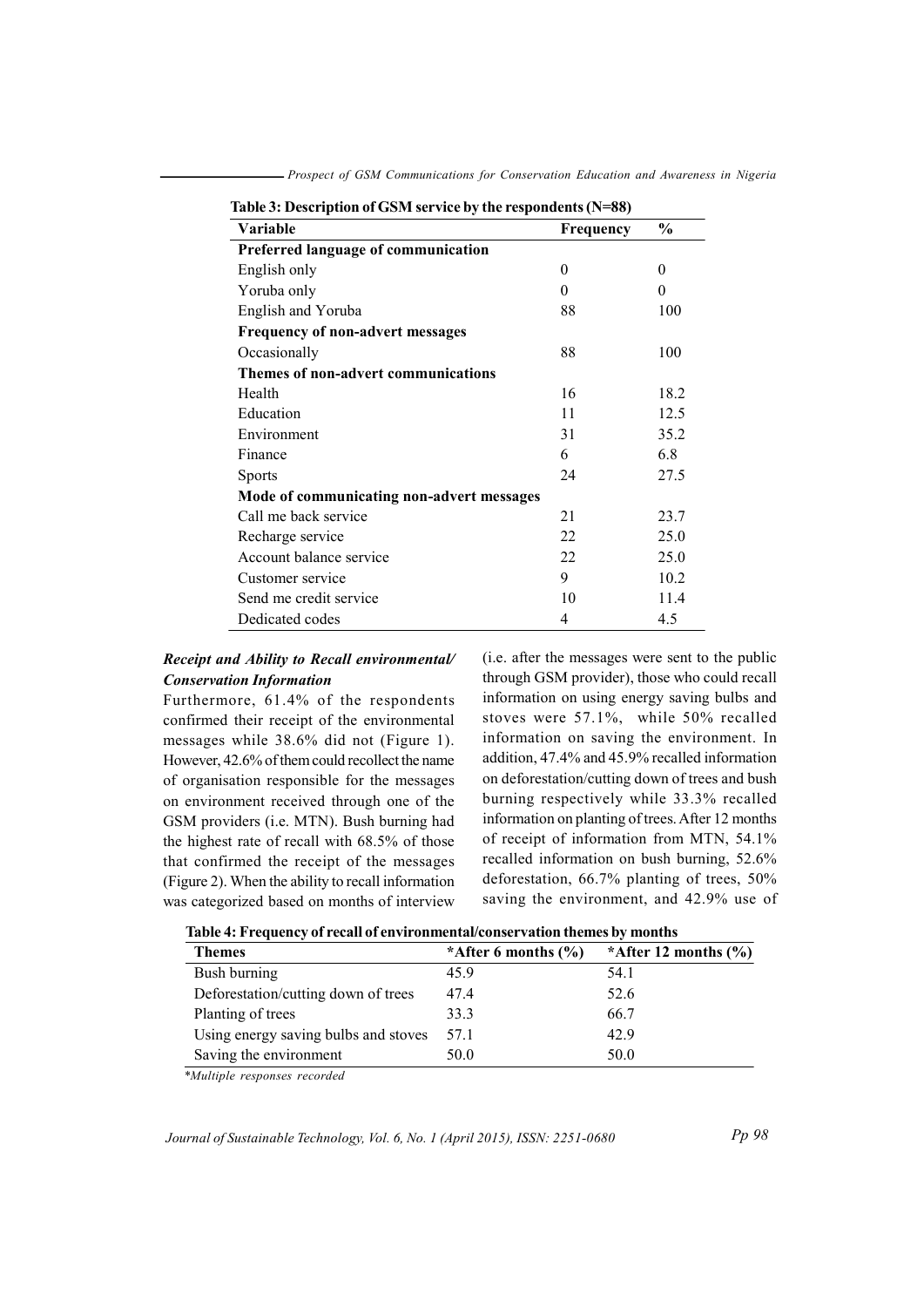**Table 3: Description of GSM service by the respondents (N=88)**

| Variable | Frequency | % |
|---|---|---|
| **Preferred language of communication** | | |
| English only | 0 | 0 |
| Yoruba only | 0 | 0 |
| English and Yoruba | 88 | 100 |
| **Frequency of non-advert messages** | | |
| Occasionally | 88 | 100 |
| **Themes of non-advert communications** | | |
| Health | 16 | 18.2 |
| Education | 11 | 12.5 |
| Environment | 31 | 35.2 |
| Finance | 6 | 6.8 |
| Sports | 24 | 27.5 |
| **Mode of communicating non-advert messages** | | |
| Call me back service | 21 | 23.7 |
| Recharge service | 22 | 25.0 |
| Account balance service | 22 | 25.0 |
| Customer service | 9 | 10.2 |
| Send me credit service | 10 | 11.4 |
| Dedicated codes | 4 | 4.5 |

### *Receipt and Ability to Recall environmental/ Conservation Information*

Furthermore, 61.4% of the respondents confirmed their receipt of the environmental messages while 38.6% did not (Figure 1). However, 42.6% of them could recollect the name of organisation responsible for the messages on environment received through one of the GSM providers (i.e. MTN). Bush burning had the highest rate of recall with 68.5% of those that confirmed the receipt of the messages (Figure 2). When the ability to recall information was categorized based on months of interview (i.e. after the messages were sent to the public through GSM provider), those who could recall information on using energy saving bulbs and stoves were 57.1%, while 50% recalled information on saving the environment. In addition, 47.4% and 45.9% recalled information on deforestation/cutting down of trees and bush burning respectively while 33.3% recalled information on planting of trees. After 12 months of receipt of information from MTN, 54.1% recalled information on bush burning, 52.6% deforestation, 66.7% planting of trees, 50% saving the environment, and 42.9% use of

**Table 4: Frequency of recall of environmental/conservation themes by months**

| Themes | *After 6 months (%) | *After 12 months (%) |
|---|---|---|
| Bush burning | 45.9 | 54.1 |
| Deforestation/cutting down of trees | 47.4 | 52.6 |
| Planting of trees | 33.3 | 66.7 |
| Using energy saving bulbs and stoves | 57.1 | 42.9 |
| Saving the environment | 50.0 | 50.0 |

*Multiple responses recorded*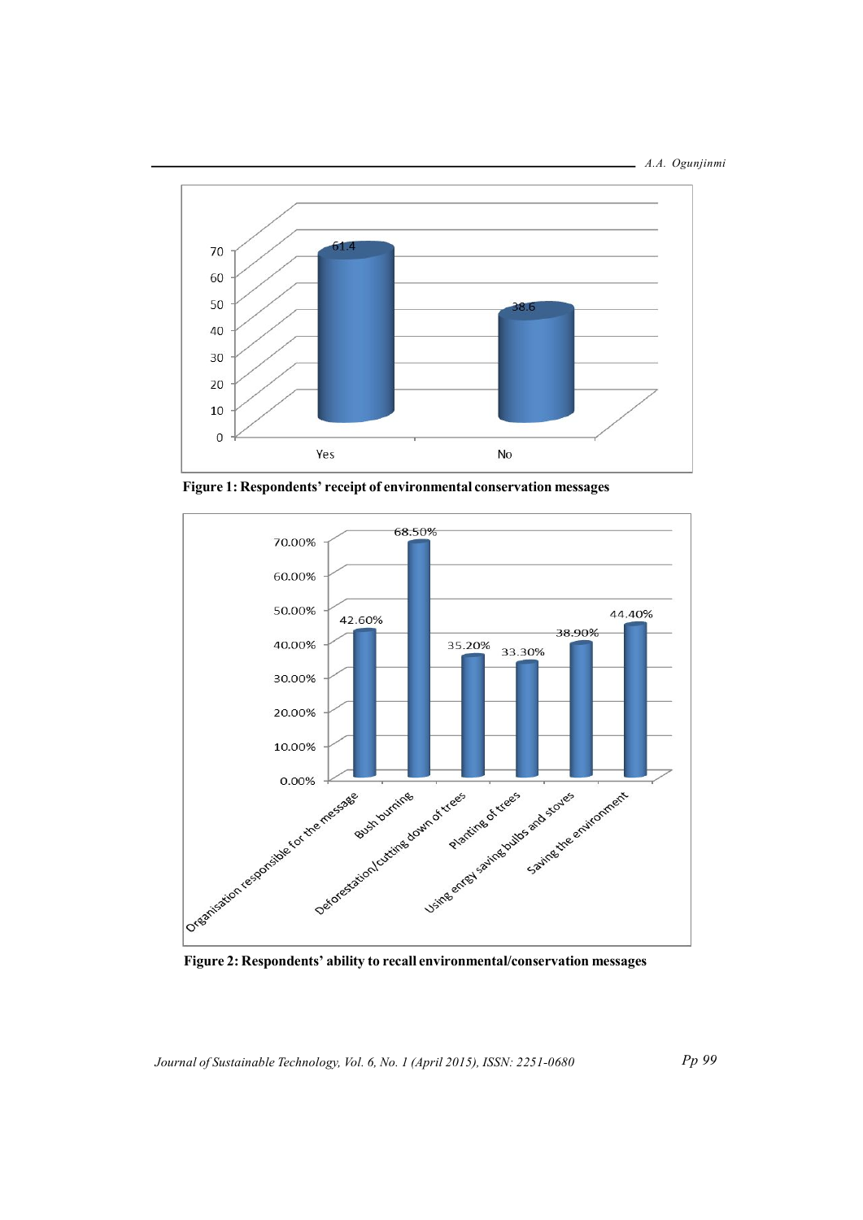**Figure 1: Respondents' receipt of environmental conservation messages**

**Figure 2: Respondents' ability to recall environmental/conservation messages**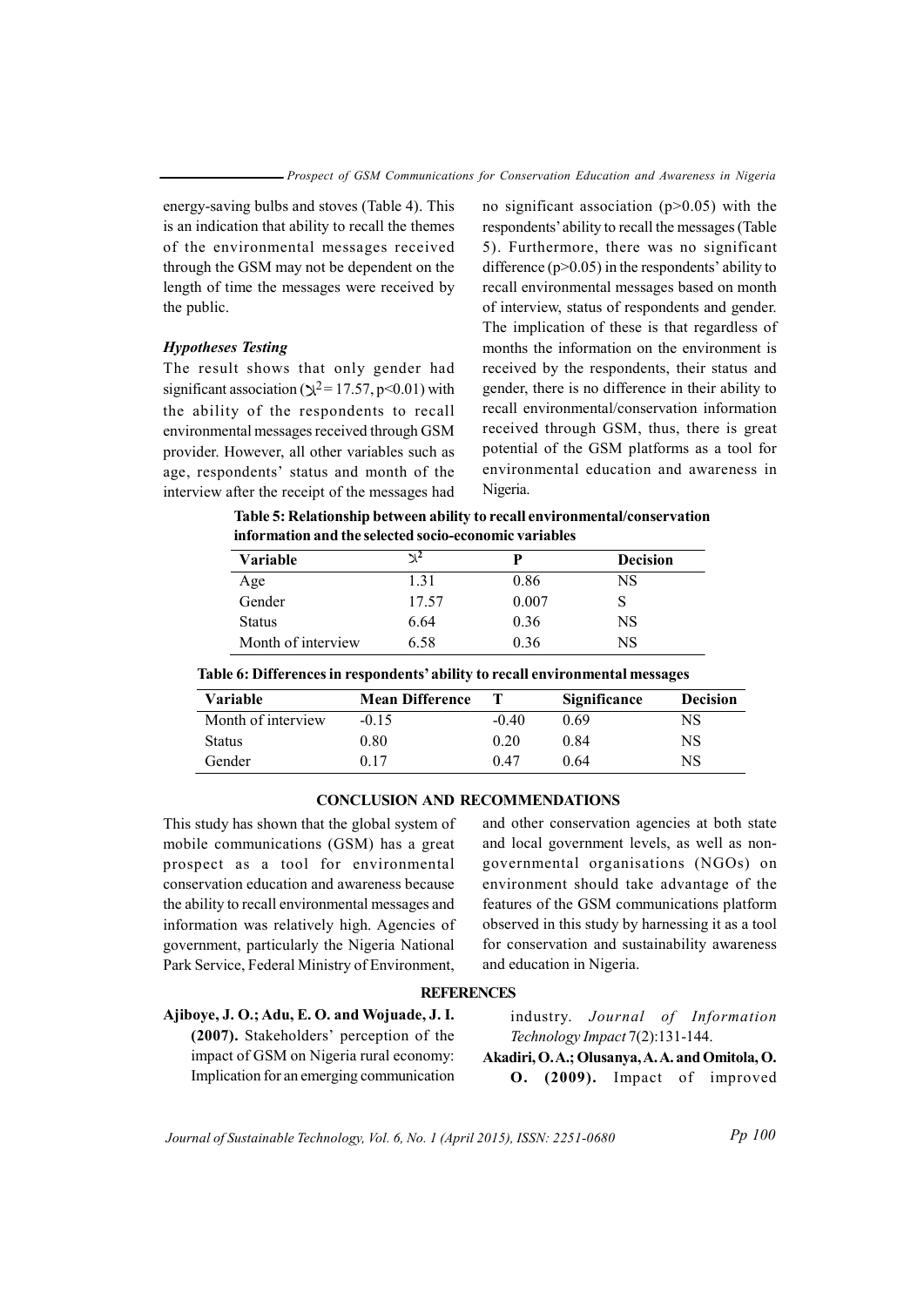energy-saving bulbs and stoves (Table 4). This is an indication that ability to recall the themes of the environmental messages received through the GSM may not be dependent on the length of time the messages were received by the public.

### *Hypotheses Testing*

The result shows that only gender had significant association ($\chi^2 = 17.57$, $p<0.01$) with the ability of the respondents to recall environmental messages received through GSM provider. However, all other variables such as age, respondents' status and month of the interview after the receipt of the messages had no significant association ($p>0.05$) with the respondents' ability to recall the messages (Table 5). Furthermore, there was no significant difference ($p>0.05$) in the respondents' ability to recall environmental messages based on month of interview, status of respondents and gender. The implication of these is that regardless of months the information on the environment is received by the respondents, their status and gender, there is no difference in their ability to recall environmental/conservation information received through GSM, thus, there is great potential of the GSM platforms as a tool for environmental education and awareness in Nigeria.

**Table 5: Relationship between ability to recall environmental/conservation information and the selected socio-economic variables**

| Variable | $\chi^2$ | P | Decision |
|---|---|---|---|
| Age | 1.31 | 0.86 | NS |
| Gender | 17.57 | 0.007 | S |
| Status | 6.64 | 0.36 | NS |
| Month of interview | 6.58 | 0.36 | NS |

**Table 6: Differences in respondents' ability to recall environmental messages**

| Variable | Mean Difference | T | Significance | Decision |
|---|---|---|---|---|
| Month of interview | -0.15 | -0.40 | 0.69 | NS |
| Status | 0.80 | 0.20 | 0.84 | NS |
| Gender | 0.17 | 0.47 | 0.64 | NS |

## CONCLUSION AND RECOMMENDATIONS

This study has shown that the global system of mobile communications (GSM) has a great prospect as a tool for environmental conservation education and awareness because the ability to recall environmental messages and information was relatively high. Agencies of government, particularly the Nigeria National Park Service, Federal Ministry of Environment, and other conservation agencies at both state and local government levels, as well as non-governmental organisations (NGOs) on environment should take advantage of the features of the GSM communications platform observed in this study by harnessing it as a tool for conservation and sustainability awareness and education in Nigeria.

## REFERENCES

**Ajiboye, J. O.; Adu, E. O. and Wojuade, J. I. (2007).** Stakeholders' perception of the impact of GSM on Nigeria rural economy: Implication for an emerging communication industry. *Journal of Information Technology Impact* 7(2):131-144.

**Akadiri, O. A.; Olusanya, A. A. and Omitola, O. O. (2009).** Impact of improved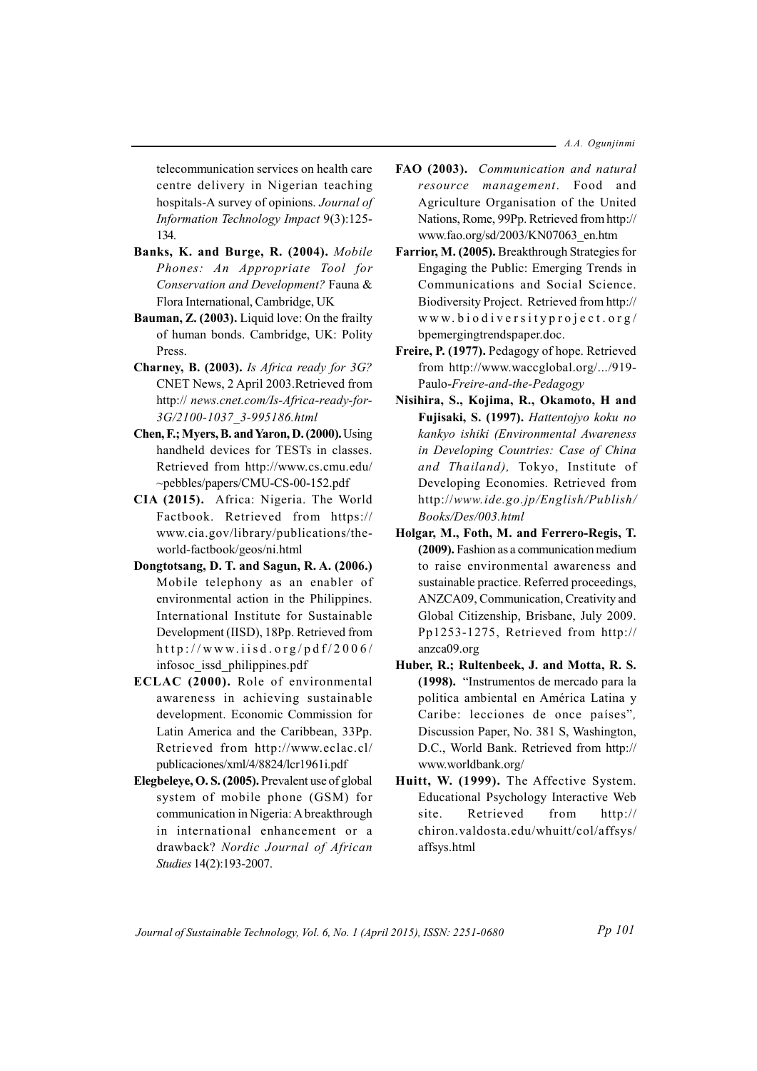telecommunication services on health care centre delivery in Nigerian teaching hospitals-A survey of opinions. *Journal of Information Technology Impact* 9(3):125-134.

**Banks, K. and Burge, R. (2004).** *Mobile Phones: An Appropriate Tool for Conservation and Development?* Fauna & Flora International, Cambridge, UK

**Bauman, Z. (2003).** Liquid love: On the frailty of human bonds. Cambridge, UK: Polity Press.

**Charney, B. (2003).** *Is Africa ready for 3G?* CNET News, 2 April 2003.Retrieved from http:// *news.cnet.com/Is-Africa-ready-for-3G/2100-1037_3-995186.html*

**Chen, F.; Myers, B. and Yaron, D. (2000).** Using handheld devices for TESTs in classes. Retrieved from http://www.cs.cmu.edu/~pebbles/papers/CMU-CS-00-152.pdf

**CIA (2015).** Africa: Nigeria. The World Factbook. Retrieved from https://www.cia.gov/library/publications/the-world-factbook/geos/ni.html

**Dongtotsang, D. T. and Sagun, R. A. (2006.)** Mobile telephony as an enabler of environmental action in the Philippines. International Institute for Sustainable Development (IISD), 18Pp. Retrieved from http://www.iisd.org/pdf/2006/infosoc_issd_philippines.pdf

**ECLAC (2000).** Role of environmental awareness in achieving sustainable development. Economic Commission for Latin America and the Caribbean, 33Pp. Retrieved from http://www.eclac.cl/publicaciones/xml/4/8824/lcr1961i.pdf

**Elegbeleye, O. S. (2005).** Prevalent use of global system of mobile phone (GSM) for communication in Nigeria: A breakthrough in international enhancement or a drawback? *Nordic Journal of African Studies* 14(2):193-2007.

**FAO (2003).** *Communication and natural resource management*. Food and Agriculture Organisation of the United Nations, Rome, 99Pp. Retrieved from http://www.fao.org/sd/2003/KN07063_en.htm

**Farrior, M. (2005).** Breakthrough Strategies for Engaging the Public: Emerging Trends in Communications and Social Science. Biodiversity Project. Retrieved from http://www.biodiversityproject.org/bpemergingtrendspaper.doc.

**Freire, P. (1977).** Pedagogy of hope. Retrieved from http://www.waccglobal.org/.../919-Paulo-*Freire-and-the-Pedagogy*

**Nisihira, S., Kojima, R., Okamoto, H and Fujisaki, S. (1997).** *Hattentojyo koku no kankyo ishiki (Environmental Awareness in Developing Countries: Case of China and Thailand),* Tokyo, Institute of Developing Economies. Retrieved from http://*www.ide.go.jp/English/Publish/Books/Des/003.html*

**Holgar, M., Foth, M. and Ferrero-Regis, T. (2009).** Fashion as a communication medium to raise environmental awareness and sustainable practice. Referred proceedings, ANZCA09, Communication, Creativity and Global Citizenship, Brisbane, July 2009. Pp1253-1275, Retrieved from http://anzca09.org

**Huber, R.; Rultenbeek, J. and Motta, R. S. (1998).** "Instrumentos de mercado para la politica ambiental en América Latina y Caribe: lecciones de once países", Discussion Paper, No. 381 S, Washington, D.C., World Bank. Retrieved from http://www.worldbank.org/

**Huitt, W. (1999).** The Affective System. Educational Psychology Interactive Web site. Retrieved from http://chiron.valdosta.edu/whuitt/col/affsys/affsys.html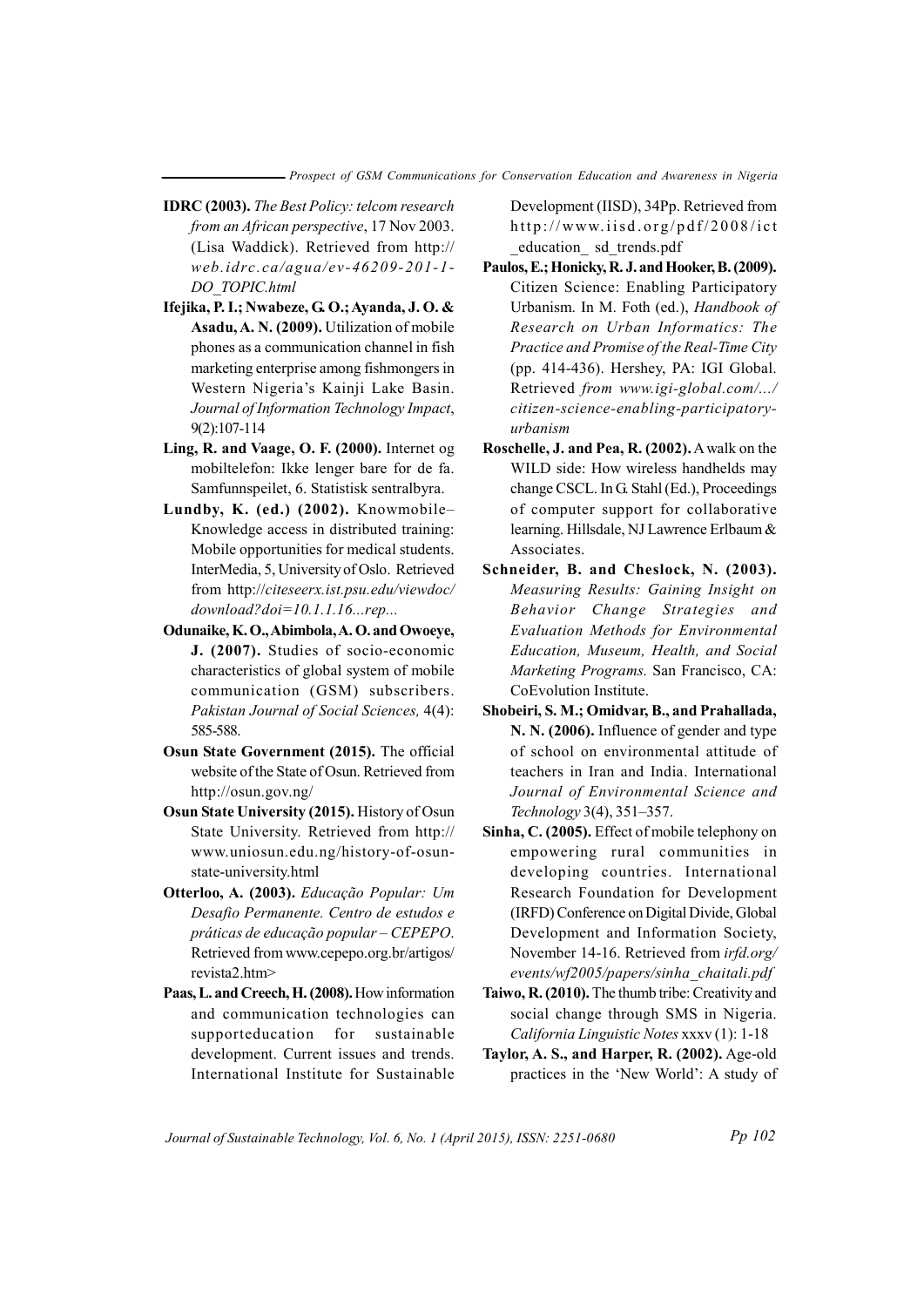**IDRC (2003).** *The Best Policy: telcom research from an African perspective*, 17 Nov 2003. (Lisa Waddick). Retrieved from http:// *web.idrc.ca/agua/ev-46209-201-1-DO_TOPIC.html*

**Ifejika, P. I.; Nwabeze, G. O.; Ayanda, J. O. & Asadu, A. N. (2009).** Utilization of mobile phones as a communication channel in fish marketing enterprise among fishmongers in Western Nigeria's Kainji Lake Basin. *Journal of Information Technology Impact*, 9(2):107-114

**Ling, R. and Vaage, O. F. (2000).** Internet og mobiltelefon: Ikke lenger bare for de fa. Samfunnspeilet, 6. Statistisk sentralbyra.

**Lundby, K. (ed.) (2002).** Knowmobile– Knowledge access in distributed training: Mobile opportunities for medical students. InterMedia, 5, University of Oslo. Retrieved from http://*citeseerx.ist.psu.edu/viewdoc/download?doi=10.1.1.16...rep...*

**Odunaike, K. O., Abimbola, A. O. and Owoeye, J. (2007).** Studies of socio-economic characteristics of global system of mobile communication (GSM) subscribers. *Pakistan Journal of Social Sciences,* 4(4): 585-588.

**Osun State Government (2015).** The official website of the State of Osun. Retrieved from http://osun.gov.ng/

**Osun State University (2015).** History of Osun State University. Retrieved from http:// www.uniosun.edu.ng/history-of-osun-state-university.html

**Otterloo, A. (2003).** *Educação Popular: Um Desafio Permanente. Centro de estudos e práticas de educação popular – CEPEPO.* Retrieved from www.cepepo.org.br/artigos/revista2.htm>

**Paas, L. and Creech, H. (2008).** How information and communication technologies can supporteducation for sustainable development. Current issues and trends. International Institute for Sustainable Development (IISD), 34Pp. Retrieved from http://www.iisd.org/pdf/2008/ict_education_ sd_trends.pdf

**Paulos, E.; Honicky, R. J. and Hooker, B. (2009).** Citizen Science: Enabling Participatory Urbanism. In M. Foth (ed.), *Handbook of Research on Urban Informatics: The Practice and Promise of the Real-Time City* (pp. 414-436). Hershey, PA: IGI Global. Retrieved *from www.igi-global.com/.../citizen-science-enabling-participatory-urbanism*

**Roschelle, J. and Pea, R. (2002).** A walk on the WILD side: How wireless handhelds may change CSCL. In G. Stahl (Ed.), Proceedings of computer support for collaborative learning. Hillsdale, NJ Lawrence Erlbaum & Associates.

**Schneider, B. and Cheslock, N. (2003).** *Measuring Results: Gaining Insight on Behavior Change Strategies and Evaluation Methods for Environmental Education, Museum, Health, and Social Marketing Programs.* San Francisco, CA: CoEvolution Institute.

**Shobeiri, S. M.; Omidvar, B., and Prahallada, N. N. (2006).** Influence of gender and type of school on environmental attitude of teachers in Iran and India. International *Journal of Environmental Science and Technology* 3(4), 351–357.

**Sinha, C. (2005).** Effect of mobile telephony on empowering rural communities in developing countries. International Research Foundation for Development (IRFD) Conference on Digital Divide, Global Development and Information Society, November 14-16. Retrieved from *irfd.org/events/wf2005/papers/sinha_chaitali.pdf*

**Taiwo, R. (2010).** The thumb tribe: Creativity and social change through SMS in Nigeria. *California Linguistic Notes* xxxv (1): 1-18

**Taylor, A. S., and Harper, R. (2002).** Age-old practices in the 'New World': A study of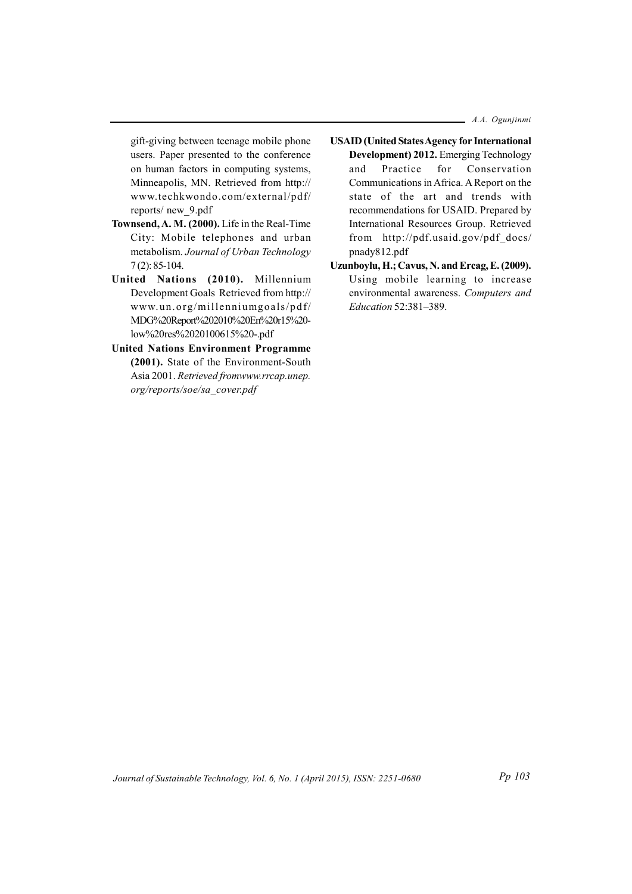gift-giving between teenage mobile phone users. Paper presented to the conference on human factors in computing systems, Minneapolis, MN. Retrieved from http://www.techkwondo.com/external/pdf/reports/ new_9.pdf

**Townsend, A. M. (2000).** Life in the Real-Time City: Mobile telephones and urban metabolism. *Journal of Urban Technology* 7 (2): 85-104.

**United Nations (2010).** Millennium Development Goals Retrieved from http://www.un.org/millenniumgoals/pdf/MDG%20Report%202010%20En%20r15%20-low%20res%2020100615%20-.pdf

**United Nations Environment Programme (2001).** State of the Environment-South Asia 2001. *Retrieved fromwww.rrcap.unep.org/reports/soe/sa_cover.pdf*

**USAID (United States Agency for International Development) 2012.** Emerging Technology and Practice for Conservation Communications in Africa. A Report on the state of the art and trends with recommendations for USAID. Prepared by International Resources Group. Retrieved from http://pdf.usaid.gov/pdf_docs/pnady812.pdf

**Uzunboylu, H.; Cavus, N. and Ercag, E. (2009).** Using mobile learning to increase environmental awareness. *Computers and Education* 52:381–389.